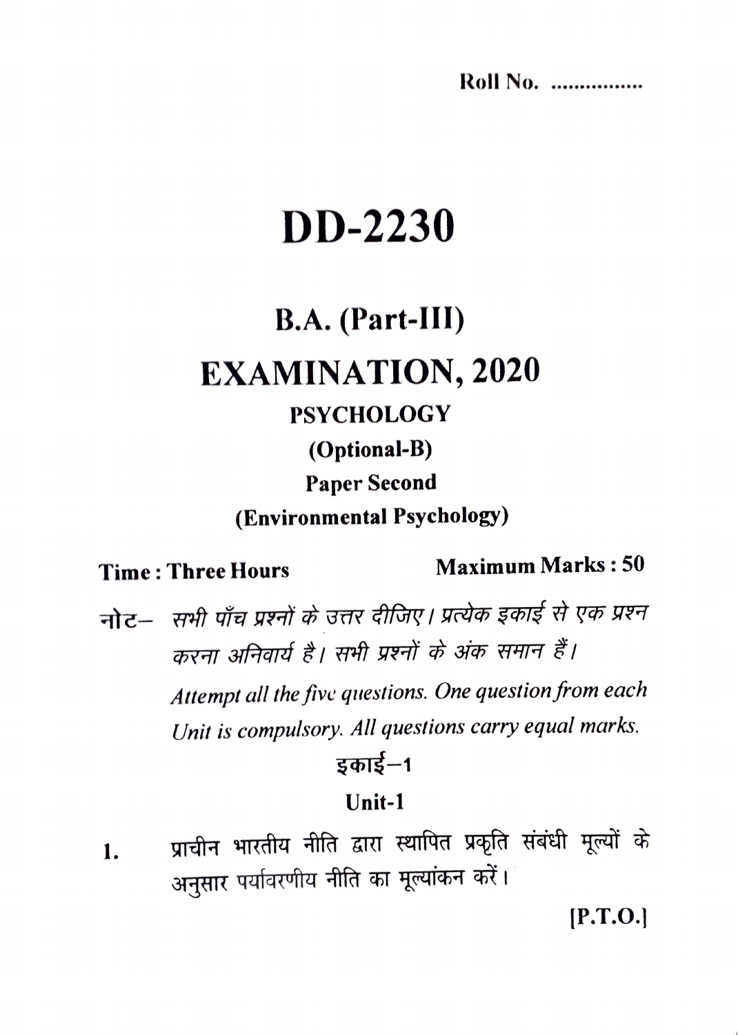Roll No. ................

# DD-2230

## B.A. (Part-III)

## EXAMINATION, 2020

### PSYCHOLOGY

### (Optional-B)

### Paper Second

### (Environmental Psychology)

**Time : Three Hours** **Maximum Marks : 50**

**नोट–** *सभी पाँच प्रश्नों के उत्तर दीजिए। प्रत्येक इकाई से एक प्रश्न करना अनिवार्य है। सभी प्रश्नों के अंक समान हैं।*

*Attempt all the five questions. One question from each Unit is compulsory. All questions carry equal marks.*

**इकाई–1**

**Unit-1**

1. प्राचीन भारतीय नीति द्वारा स्थापित प्रकृति संबंधी मूल्यों के अनुसार पर्यावरणीय नीति का मूल्यांकन करें।

[P.T.O.]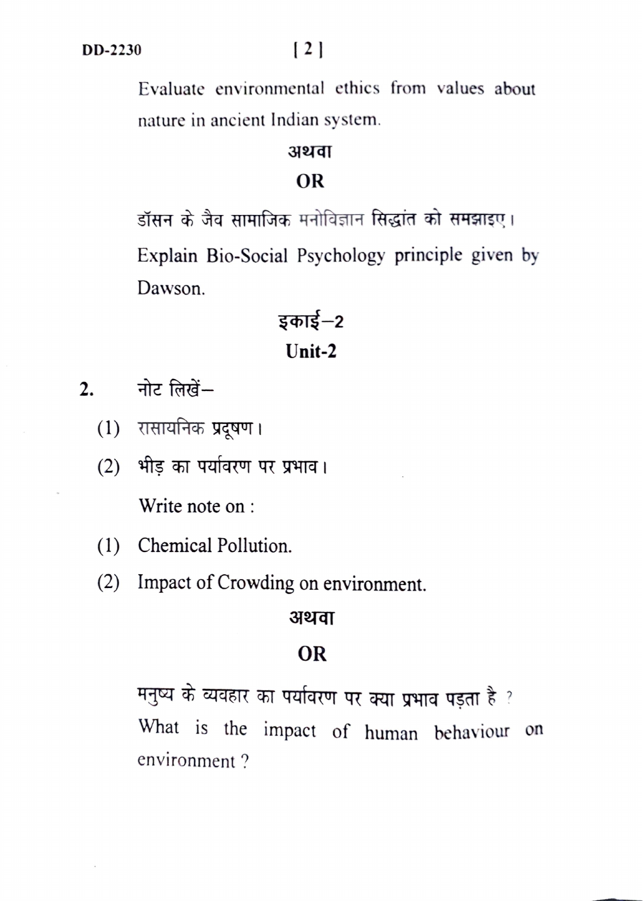Evaluate environmental ethics from values about nature in ancient Indian system.

**अथवा**

**OR**

डॉसन के जैव सामाजिक मनोविज्ञान सिद्धांत को समझाइए।

Explain Bio-Social Psychology principle given by Dawson.

## इकाई–2

## Unit-2

**2.** नोट लिखें–

(1) रासायनिक प्रदूषण।

(2) भीड़ का पर्यावरण पर प्रभाव।

Write note on :

(1) Chemical Pollution.

(2) Impact of Crowding on environment.

**अथवा**

**OR**

मनुष्य के व्यवहार का पर्यावरण पर क्या प्रभाव पड़ता है ?

What is the impact of human behaviour on environment ?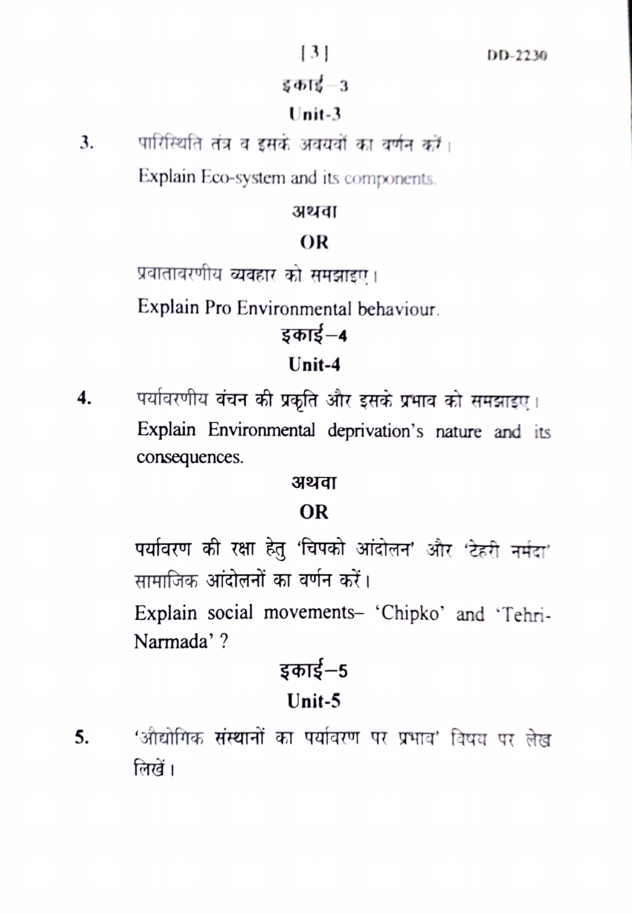## इकाई–3

## Unit-3

3. पारिस्थिति तंत्र व इसके अवयवों का वर्णन करें।

   Explain Eco-system and its components.

   **अथवा**

   **OR**

   प्रवातावरणीय व्यवहार को समझाइए।

   Explain Pro Environmental behaviour.

## इकाई–4

## Unit-4

4. पर्यावरणीय वंचन की प्रकृति और इसके प्रभाव को समझाइए।

   Explain Environmental deprivation's nature and its consequences.

   **अथवा**

   **OR**

   पर्यावरण की रक्षा हेतु 'चिपको आंदोलन' और 'टेहरी नर्मदा' सामाजिक आंदोलनों का वर्णन करें।

   Explain social movements– 'Chipko' and 'Tehri-Narmada' ?

## इकाई–5

## Unit-5

5. 'औद्योगिक संस्थानों का पर्यावरण पर प्रभाव' विषय पर लेख लिखें।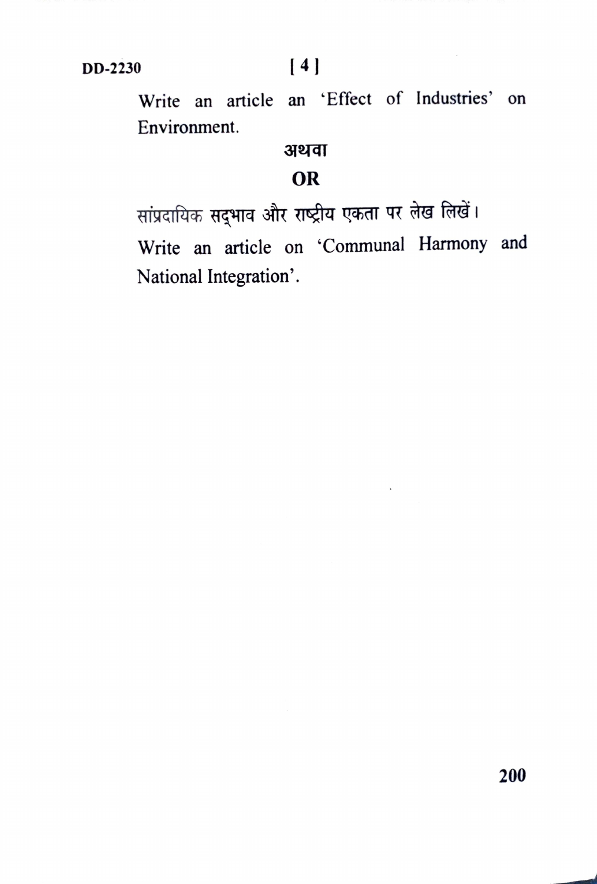Write an article an 'Effect of Industries' on Environment.

**अथवा**

**OR**

सांप्रदायिक सद्भाव और राष्ट्रीय एकता पर लेख लिखें।

Write an article on 'Communal Harmony and National Integration'.

**200**